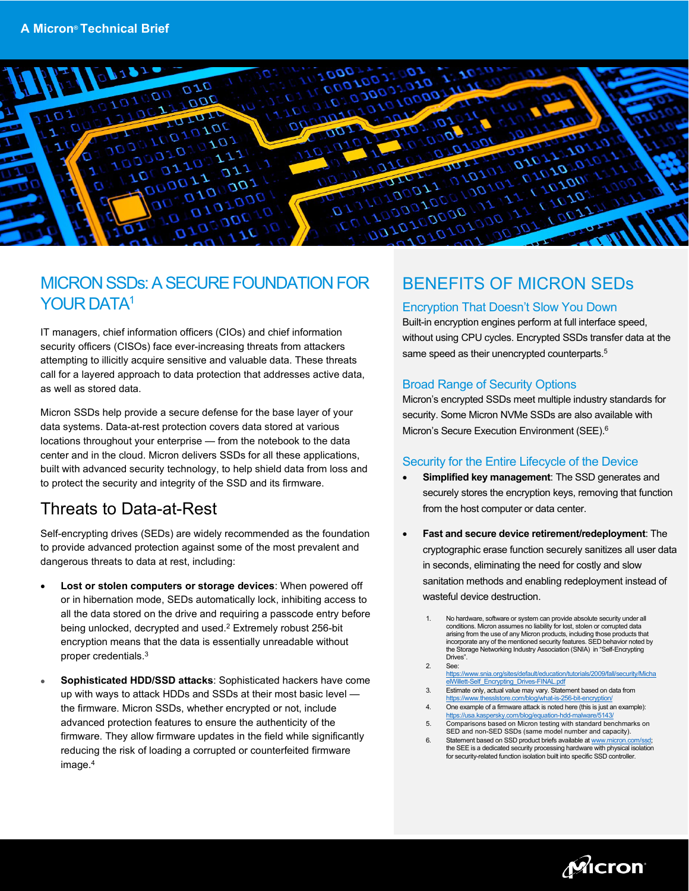A Micron® Technical Brief

# MICRON SSDs: A SECURE FOUNDATION FOR YOUR DATA[1]

IT managers, chief information officers (CIOs) and chief information security officers (CISOs) face ever-increasing threats from attackers attempting to illicitly acquire sensitive and valuable data. These threats call for a layered approach to data protection that addresses active data, as well as stored data.

Micron SSDs help provide a secure defense for the base layer of your data systems. Data-at-rest protection covers data stored at various locations throughout your enterprise — from the notebook to the data center and in the cloud. Micron delivers SSDs for all these applications, built with advanced security technology, to help shield data from loss and to protect the security and integrity of the SSD and its firmware.

## Threats to Data-at-Rest

Self-encrypting drives (SEDs) are widely recommended as the foundation to provide advanced protection against some of the most prevalent and dangerous threats to data at rest, including:

- **Lost or stolen computers or storage devices**: When powered off or in hibernation mode, SEDs automatically lock, inhibiting access to all the data stored on the drive and requiring a passcode entry before being unlocked, decrypted and used.[2] Extremely robust 256-bit encryption means that the data is essentially unreadable without proper credentials.[3]
- **Sophisticated HDD/SSD attacks**: Sophisticated hackers have come up with ways to attack HDDs and SSDs at their most basic level — the firmware. Micron SSDs, whether encrypted or not, include advanced protection features to ensure the authenticity of the firmware. They allow firmware updates in the field while significantly reducing the risk of loading a corrupted or counterfeited firmware image.[4]

# BENEFITS OF MICRON SEDs

### Encryption That Doesn't Slow You Down

Built-in encryption engines perform at full interface speed, without using CPU cycles. Encrypted SSDs transfer data at the same speed as their unencrypted counterparts.[5]

### Broad Range of Security Options

Micron's encrypted SSDs meet multiple industry standards for security. Some Micron NVMe SSDs are also available with Micron's Secure Execution Environment (SEE).[6]

### Security for the Entire Lifecycle of the Device

- **Simplified key management**: The SSD generates and securely stores the encryption keys, removing that function from the host computer or data center.
- **Fast and secure device retirement/redeployment**: The cryptographic erase function securely sanitizes all user data in seconds, eliminating the need for costly and slow sanitation methods and enabling redeployment instead of wasteful device destruction.

1. No hardware, software or system can provide absolute security under all conditions. Micron assumes no liability for lost, stolen or corrupted data arising from the use of any Micron products, including those products that incorporate any of the mentioned security features. SED behavior noted by the Storage Networking Industry Association (SNIA) in "Self-Encrypting Drives".
2. See: https://www.snia.org/sites/default/education/tutorials/2009/fall/security/MichaelWillett-Self_Encrypting_Drives-FINAL.pdf
3. Estimate only, actual value may vary. Statement based on data from https://www.thesslstore.com/blog/what-is-256-bit-encryption/
4. One example of a firmware attack is noted here (this is just an example): https://usa.kaspersky.com/blog/equation-hdd-malware/5143/
5. Comparisons based on Micron testing with standard benchmarks on SED and non-SED SSDs (same model number and capacity).
6. Statement based on SSD product briefs available at www.micron.com/ssd; the SEE is a dedicated security processing hardware with physical isolation for security-related function isolation built into specific SSD controller.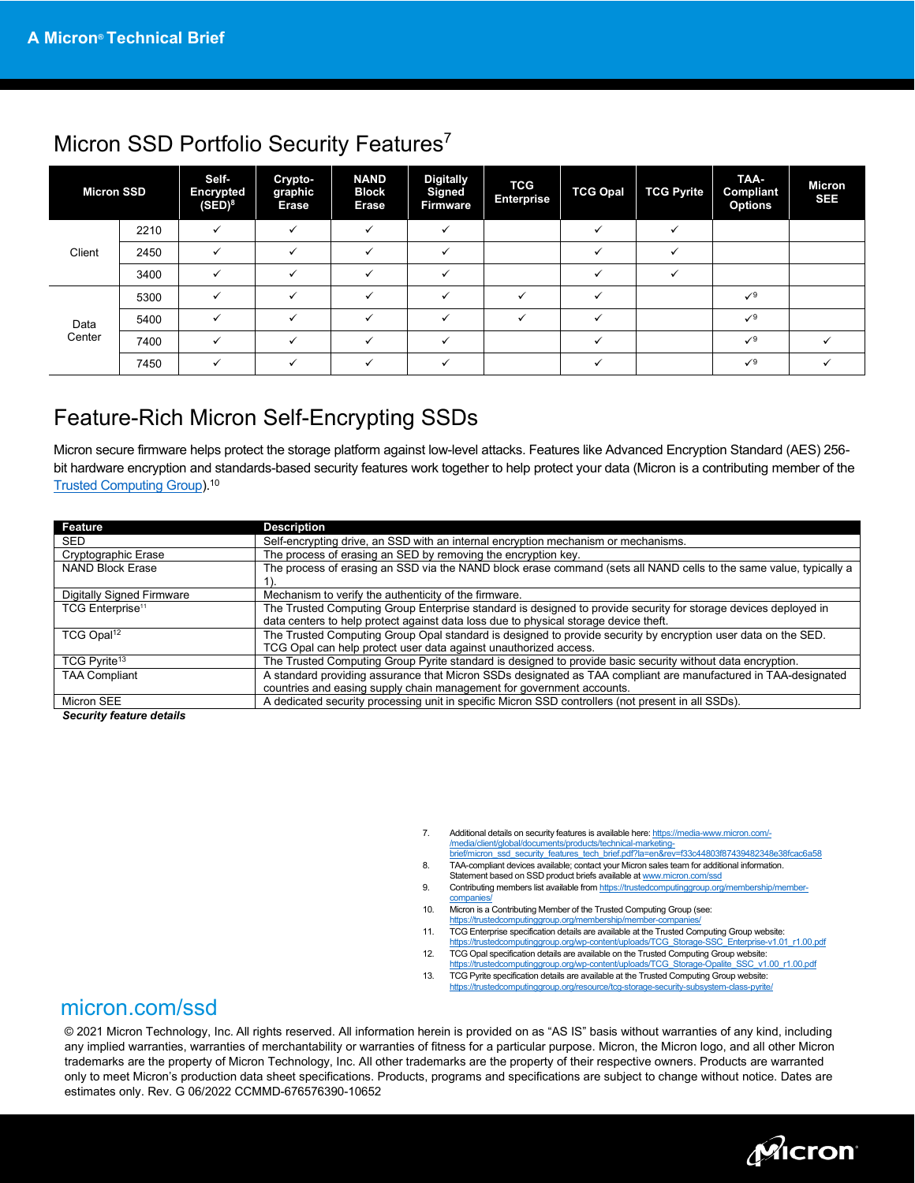# Micron SSD Portfolio Security Features[7]

| Micron SSD | | Self-Encrypted (SED)[8] | Crypto-graphic Erase | NAND Block Erase | Digitally Signed Firmware | TCG Enterprise | TCG Opal | TCG Pyrite | TAA-Compliant Options | Micron SEE |
|---|---|---|---|---|---|---|---|---|---|---|
| Client | 2210 | ✓ | ✓ | ✓ | ✓ | | ✓ | ✓ | | |
| | 2450 | ✓ | ✓ | ✓ | ✓ | | ✓ | ✓ | | |
| | 3400 | ✓ | ✓ | ✓ | ✓ | | ✓ | ✓ | | |
| Data Center | 5300 | ✓ | ✓ | ✓ | ✓ | ✓ | ✓ | | ✓[9] | |
| | 5400 | ✓ | ✓ | ✓ | ✓ | ✓ | ✓ | | ✓[9] | |
| | 7400 | ✓ | ✓ | ✓ | ✓ | | ✓ | | ✓[9] | ✓ |
| | 7450 | ✓ | ✓ | ✓ | ✓ | | ✓ | | ✓[9] | ✓ |

## Feature-Rich Micron Self-Encrypting SSDs

Micron secure firmware helps protect the storage platform against low-level attacks. Features like Advanced Encryption Standard (AES) 256-bit hardware encryption and standards-based security features work together to help protect your data (Micron is a contributing member of the Trusted Computing Group).[10]

| Feature | Description |
|---|---|
| SED | Self-encrypting drive, an SSD with an internal encryption mechanism or mechanisms. |
| Cryptographic Erase | The process of erasing an SED by removing the encryption key. |
| NAND Block Erase | The process of erasing an SSD via the NAND block erase command (sets all NAND cells to the same value, typically a 1). |
| Digitally Signed Firmware | Mechanism to verify the authenticity of the firmware. |
| TCG Enterprise[11] | The Trusted Computing Group Enterprise standard is designed to provide security for storage devices deployed in data centers to help protect against data loss due to physical storage device theft. |
| TCG Opal[12] | The Trusted Computing Group Opal standard is designed to provide security by encryption user data on the SED. TCG Opal can help protect user data against unauthorized access. |
| TCG Pyrite[13] | The Trusted Computing Group Pyrite standard is designed to provide basic security without data encryption. |
| TAA Compliant | A standard providing assurance that Micron SSDs designated as TAA compliant are manufactured in TAA-designated countries and easing supply chain management for government accounts. |
| Micron SEE | A dedicated security processing unit in specific Micron SSD controllers (not present in all SSDs). |

***Security feature details***

7. Additional details on security features is available here: https://media-www.micron.com/-/media/client/global/documents/products/technical-marketing-brief/micron_ssd_security_features_tech_brief.pdf?la=en&rev=f33c44803f87439482348e38fcac6a58
8. TAA-compliant devices available; contact your Micron sales team for additional information. Statement based on SSD product briefs available at www.micron.com/ssd
9. Contributing members list available from https://trustedcomputinggroup.org/membership/member-companies/
10. Micron is a Contributing Member of the Trusted Computing Group (see: https://trustedcomputinggroup.org/membership/member-companies/
11. TCG Enterprise specification details are available at the Trusted Computing Group website: https://trustedcomputinggroup.org/wp-content/uploads/TCG_Storage-SSC_Enterprise-v1.01_r1.00.pdf
12. TCG Opal specification details are available on the Trusted Computing Group website: https://trustedcomputinggroup.org/wp-content/uploads/TCG_Storage-Opalite_SSC_v1.00_r1.00.pdf
13. TCG Pyrite specification details are available at the Trusted Computing Group website: https://trustedcomputinggroup.org/resource/tcg-storage-security-subsystem-class-pyrite/

micron.com/ssd

© 2021 Micron Technology, Inc. All rights reserved. All information herein is provided on as "AS IS" basis without warranties of any kind, including any implied warranties, warranties of merchantability or warranties of fitness for a particular purpose. Micron, the Micron logo, and all other Micron trademarks are the property of Micron Technology, Inc. All other trademarks are the property of their respective owners. Products are warranted only to meet Micron's production data sheet specifications. Products, programs and specifications are subject to change without notice. Dates are estimates only. Rev. G 06/2022 CCMMD-676576390-10652